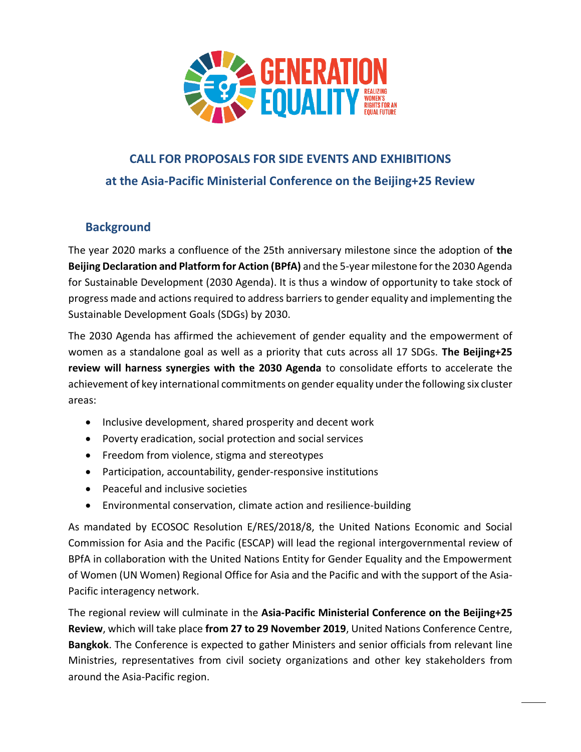# CALL FOR PROPOSALS FOR SIDE EVENTS AND EXHIBITIONS

## at the Asia-Pacific Ministerial Conference on the Beijing+25 Review

### Background

The year 2020 marks a confluence of the 25th anniversary milestone since the adoption of **the Beijing Declaration and Platform for Action (BPfA)** and the 5-year milestone for the 2030 Agenda for Sustainable Development (2030 Agenda). It is thus a window of opportunity to take stock of progress made and actions required to address barriers to gender equality and implementing the Sustainable Development Goals (SDGs) by 2030.

The 2030 Agenda has affirmed the achievement of gender equality and the empowerment of women as a standalone goal as well as a priority that cuts across all 17 SDGs. **The Beijing+25 review will harness synergies with the 2030 Agenda** to consolidate efforts to accelerate the achievement of key international commitments on gender equality under the following six cluster areas:

- Inclusive development, shared prosperity and decent work
- Poverty eradication, social protection and social services
- Freedom from violence, stigma and stereotypes
- Participation, accountability, gender-responsive institutions
- Peaceful and inclusive societies
- Environmental conservation, climate action and resilience-building

As mandated by ECOSOC Resolution E/RES/2018/8, the United Nations Economic and Social Commission for Asia and the Pacific (ESCAP) will lead the regional intergovernmental review of BPfA in collaboration with the United Nations Entity for Gender Equality and the Empowerment of Women (UN Women) Regional Office for Asia and the Pacific and with the support of the Asia-Pacific interagency network.

The regional review will culminate in the **Asia-Pacific Ministerial Conference on the Beijing+25 Review**, which will take place **from 27 to 29 November 2019**, United Nations Conference Centre, **Bangkok**. The Conference is expected to gather Ministers and senior officials from relevant line Ministries, representatives from civil society organizations and other key stakeholders from around the Asia-Pacific region.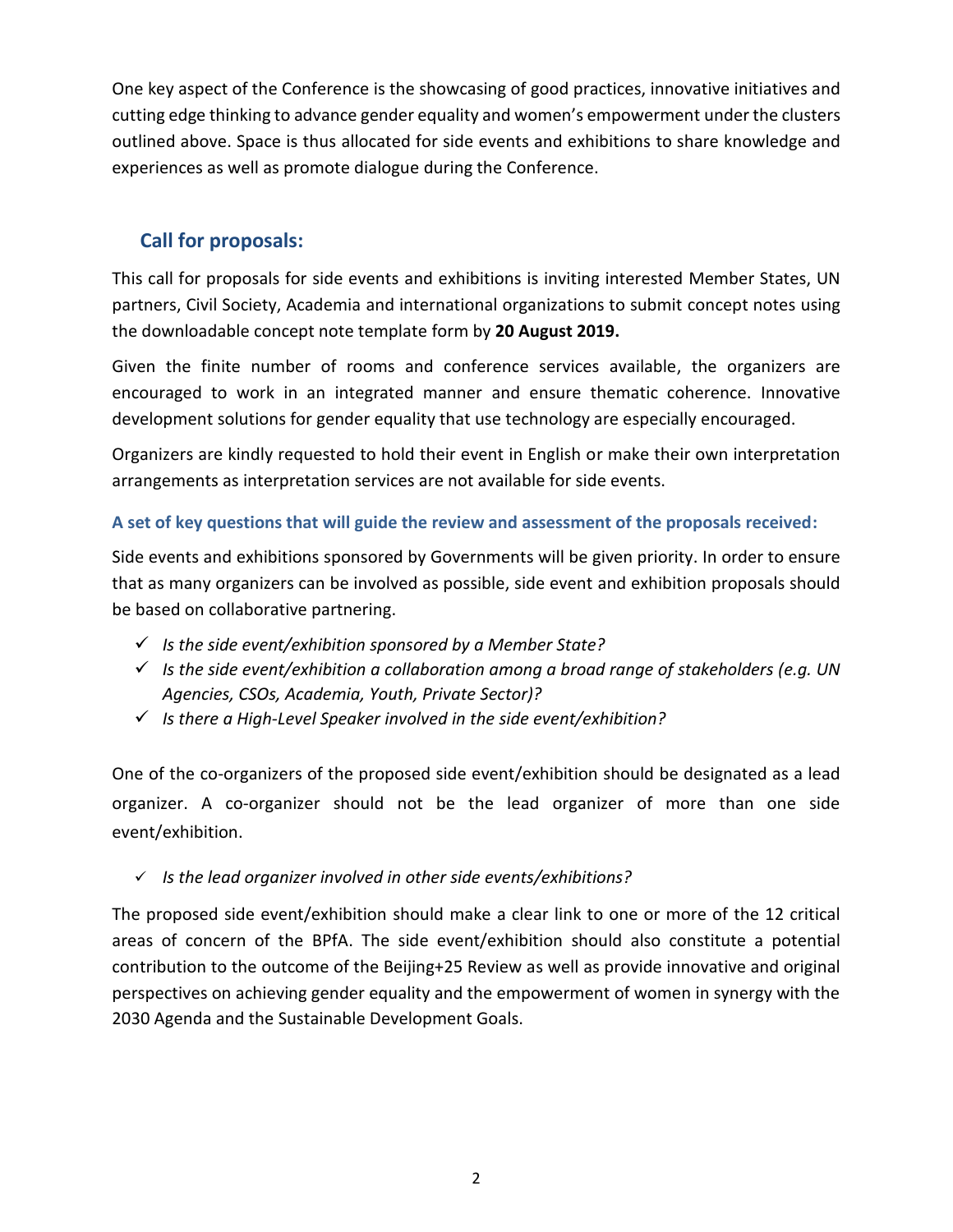One key aspect of the Conference is the showcasing of good practices, innovative initiatives and cutting edge thinking to advance gender equality and women's empowerment under the clusters outlined above. Space is thus allocated for side events and exhibitions to share knowledge and experiences as well as promote dialogue during the Conference.

## Call for proposals:

This call for proposals for side events and exhibitions is inviting interested Member States, UN partners, Civil Society, Academia and international organizations to submit concept notes using the downloadable concept note template form by **20 August 2019.**

Given the finite number of rooms and conference services available, the organizers are encouraged to work in an integrated manner and ensure thematic coherence. Innovative development solutions for gender equality that use technology are especially encouraged.

Organizers are kindly requested to hold their event in English or make their own interpretation arrangements as interpretation services are not available for side events.

### A set of key questions that will guide the review and assessment of the proposals received:

Side events and exhibitions sponsored by Governments will be given priority. In order to ensure that as many organizers can be involved as possible, side event and exhibition proposals should be based on collaborative partnering.

- ✓ *Is the side event/exhibition sponsored by a Member State?*
- ✓ *Is the side event/exhibition a collaboration among a broad range of stakeholders (e.g. UN Agencies, CSOs, Academia, Youth, Private Sector)?*
- ✓ *Is there a High-Level Speaker involved in the side event/exhibition?*

One of the co-organizers of the proposed side event/exhibition should be designated as a lead organizer. A co-organizer should not be the lead organizer of more than one side event/exhibition.

- ✓ *Is the lead organizer involved in other side events/exhibitions?*

The proposed side event/exhibition should make a clear link to one or more of the 12 critical areas of concern of the BPfA. The side event/exhibition should also constitute a potential contribution to the outcome of the Beijing+25 Review as well as provide innovative and original perspectives on achieving gender equality and the empowerment of women in synergy with the 2030 Agenda and the Sustainable Development Goals.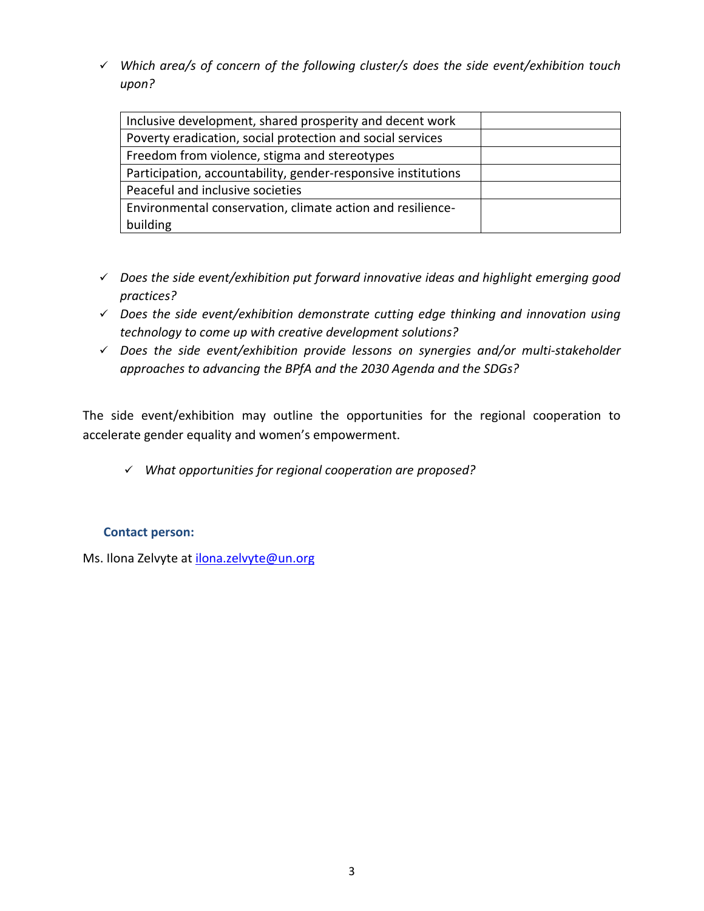- ✓ *Which area/s of concern of the following cluster/s does the side event/exhibition touch upon?*

| | |
|---|---|
| Inclusive development, shared prosperity and decent work | |
| Poverty eradication, social protection and social services | |
| Freedom from violence, stigma and stereotypes | |
| Participation, accountability, gender-responsive institutions | |
| Peaceful and inclusive societies | |
| Environmental conservation, climate action and resilience-building | |

- ✓ *Does the side event/exhibition put forward innovative ideas and highlight emerging good practices?*
- ✓ *Does the side event/exhibition demonstrate cutting edge thinking and innovation using technology to come up with creative development solutions?*
- ✓ *Does the side event/exhibition provide lessons on synergies and/or multi-stakeholder approaches to advancing the BPfA and the 2030 Agenda and the SDGs?*

The side event/exhibition may outline the opportunities for the regional cooperation to accelerate gender equality and women's empowerment.

- ✓ *What opportunities for regional cooperation are proposed?*

**Contact person:**

Ms. Ilona Zelvyte at ilona.zelvyte@un.org